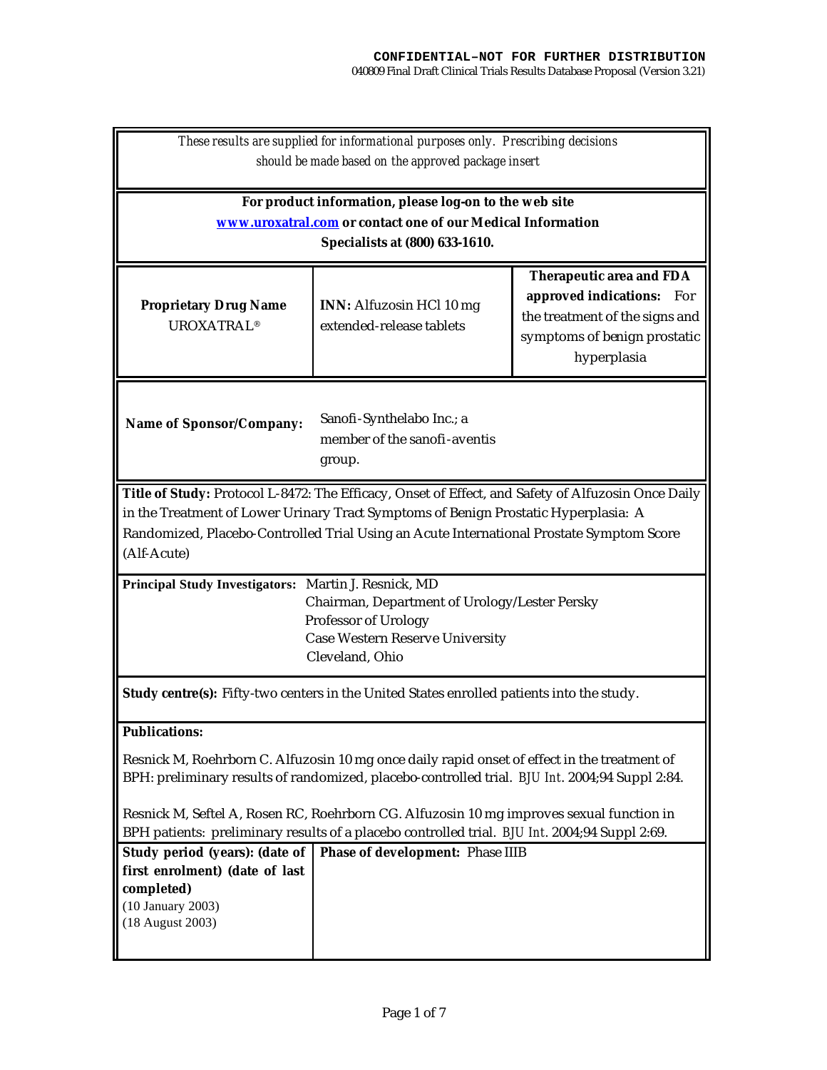*These results are supplied for informational purposes only. Prescribing decisions should be made based on the approved package insert*

**For product information, please log-on to the web site [www.uroxatral.com](http://www.uroxatral.com) or contact one of our Medical Information Specialists at (800) 633-1610.**

| **Proprietary Drug Name** UROXATRAL® | **INN:** Alfuzosin HCl 10 mg extended-release tablets | **Therapeutic area and FDA approved indications:** For the treatment of the signs and symptoms of benign prostatic hyperplasia |
|---|---|---|

**Name of Sponsor/Company:** Sanofi-Synthelabo Inc.; a member of the sanofi-aventis group.

**Title of Study:** Protocol L-8472: The Efficacy, Onset of Effect, and Safety of Alfuzosin Once Daily in the Treatment of Lower Urinary Tract Symptoms of Benign Prostatic Hyperplasia: A Randomized, Placebo-Controlled Trial Using an Acute International Prostate Symptom Score (Alf-Acute)

**Principal Study Investigators:** Martin J. Resnick, MD
Chairman, Department of Urology/Lester Persky Professor of Urology
Case Western Reserve University
Cleveland, Ohio

**Study centre(s):** Fifty-two centers in the United States enrolled patients into the study.

**Publications:**

Resnick M, Roehrborn C. Alfuzosin 10 mg once daily rapid onset of effect in the treatment of BPH: preliminary results of randomized, placebo-controlled trial. *BJU Int*. 2004;94 Suppl 2:84.

Resnick M, Seftel A, Rosen RC, Roehrborn CG. Alfuzosin 10 mg improves sexual function in BPH patients: preliminary results of a placebo controlled trial. *BJU Int*. 2004;94 Suppl 2:69.

| **Study period (years): (date of first enrolment) (date of last completed)** (10 January 2003) (18 August 2003) | **Phase of development:** Phase IIIB |
|---|---|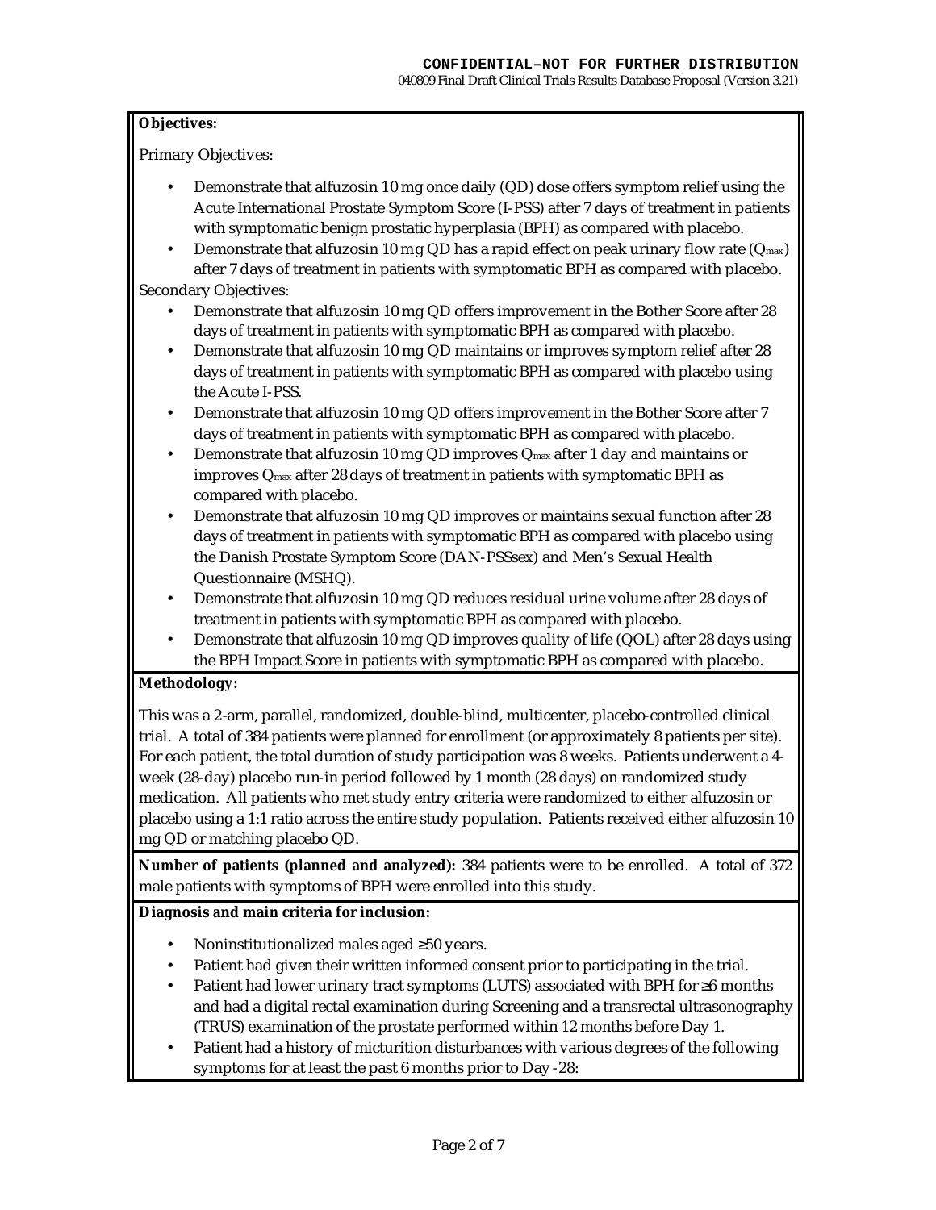**Objectives:**

Primary Objectives:

- Demonstrate that alfuzosin 10 mg once daily (QD) dose offers symptom relief using the Acute International Prostate Symptom Score (I-PSS) after 7 days of treatment in patients with symptomatic benign prostatic hyperplasia (BPH) as compared with placebo.
- Demonstrate that alfuzosin 10 mg QD has a rapid effect on peak urinary flow rate ($Q_{max}$) after 7 days of treatment in patients with symptomatic BPH as compared with placebo.

Secondary Objectives:

- Demonstrate that alfuzosin 10 mg QD offers improvement in the Bother Score after 28 days of treatment in patients with symptomatic BPH as compared with placebo.
- Demonstrate that alfuzosin 10 mg QD maintains or improves symptom relief after 28 days of treatment in patients with symptomatic BPH as compared with placebo using the Acute I-PSS.
- Demonstrate that alfuzosin 10 mg QD offers improvement in the Bother Score after 7 days of treatment in patients with symptomatic BPH as compared with placebo.
- Demonstrate that alfuzosin 10 mg QD improves $Q_{max}$ after 1 day and maintains or improves $Q_{max}$ after 28 days of treatment in patients with symptomatic BPH as compared with placebo.
- Demonstrate that alfuzosin 10 mg QD improves or maintains sexual function after 28 days of treatment in patients with symptomatic BPH as compared with placebo using the Danish Prostate Symptom Score (DAN-PSSsex) and Men's Sexual Health Questionnaire (MSHQ).
- Demonstrate that alfuzosin 10 mg QD reduces residual urine volume after 28 days of treatment in patients with symptomatic BPH as compared with placebo.
- Demonstrate that alfuzosin 10 mg QD improves quality of life (QOL) after 28 days using the BPH Impact Score in patients with symptomatic BPH as compared with placebo.

**Methodology:**

This was a 2-arm, parallel, randomized, double-blind, multicenter, placebo-controlled clinical trial. A total of 384 patients were planned for enrollment (or approximately 8 patients per site). For each patient, the total duration of study participation was 8 weeks. Patients underwent a 4-week (28-day) placebo run-in period followed by 1 month (28 days) on randomized study medication. All patients who met study entry criteria were randomized to either alfuzosin or placebo using a 1:1 ratio across the entire study population. Patients received either alfuzosin 10 mg QD or matching placebo QD.

**Number of patients (planned and analyzed):** 384 patients were to be enrolled. A total of 372 male patients with symptoms of BPH were enrolled into this study.

**Diagnosis and main criteria for inclusion:**

- Noninstitutionalized males aged ≥50 years.
- Patient had given their written informed consent prior to participating in the trial.
- Patient had lower urinary tract symptoms (LUTS) associated with BPH for ≥6 months and had a digital rectal examination during Screening and a transrectal ultrasonography (TRUS) examination of the prostate performed within 12 months before Day 1.
- Patient had a history of micturition disturbances with various degrees of the following symptoms for at least the past 6 months prior to Day -28: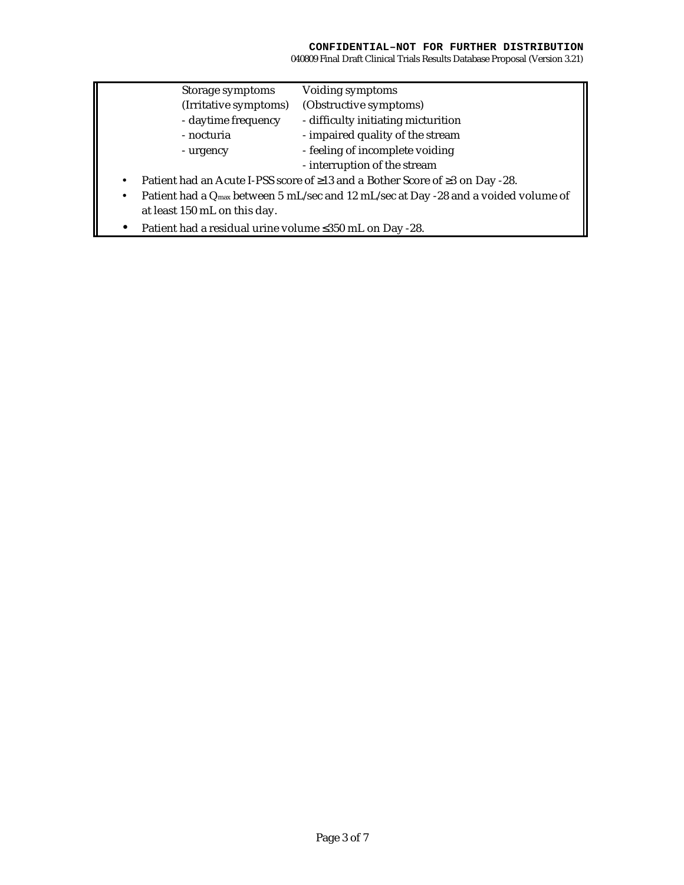| Storage symptoms | Voiding symptoms |
| --- | --- |
| (Irritative symptoms) | (Obstructive symptoms) |
| - daytime frequency | - difficulty initiating micturition |
| - nocturia | - impaired quality of the stream |
| - urgency | - feeling of incomplete voiding |
| | - interruption of the stream |

- Patient had an Acute I-PSS score of ≥13 and a Bother Score of ≥3 on Day -28.
- Patient had a $Q_{max}$ between 5 mL/sec and 12 mL/sec at Day -28 and a voided volume of at least 150 mL on this day.
- Patient had a residual urine volume ≤350 mL on Day -28.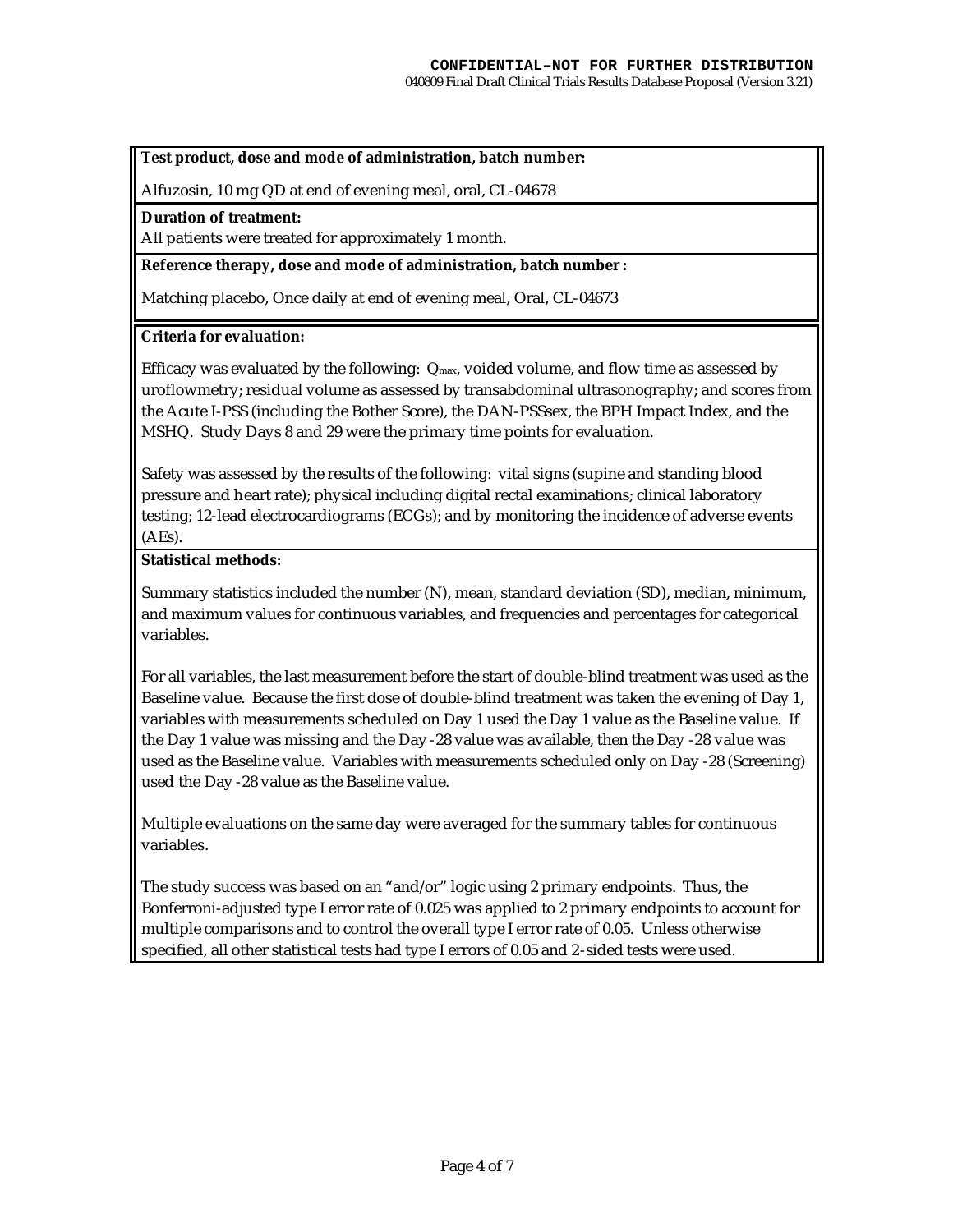**Test product, dose and mode of administration, batch number:**

Alfuzosin, 10 mg QD at end of evening meal, oral, CL-04678

**Duration of treatment:**

All patients were treated for approximately 1 month.

**Reference therapy, dose and mode of administration, batch number :**

Matching placebo, Once daily at end of evening meal, Oral, CL-04673

**Criteria for evaluation:**

Efficacy was evaluated by the following: $Q_{max}$, voided volume, and flow time as assessed by uroflowmetry; residual volume as assessed by transabdominal ultrasonography; and scores from the Acute I-PSS (including the Bother Score), the DAN-PSSsex, the BPH Impact Index, and the MSHQ. Study Days 8 and 29 were the primary time points for evaluation.

Safety was assessed by the results of the following: vital signs (supine and standing blood pressure and heart rate); physical including digital rectal examinations; clinical laboratory testing; 12-lead electrocardiograms (ECGs); and by monitoring the incidence of adverse events (AEs).

**Statistical methods:**

Summary statistics included the number (N), mean, standard deviation (SD), median, minimum, and maximum values for continuous variables, and frequencies and percentages for categorical variables.

For all variables, the last measurement before the start of double-blind treatment was used as the Baseline value. Because the first dose of double-blind treatment was taken the evening of Day 1, variables with measurements scheduled on Day 1 used the Day 1 value as the Baseline value. If the Day 1 value was missing and the Day -28 value was available, then the Day -28 value was used as the Baseline value. Variables with measurements scheduled only on Day -28 (Screening) used the Day -28 value as the Baseline value.

Multiple evaluations on the same day were averaged for the summary tables for continuous variables.

The study success was based on an "and/or" logic using 2 primary endpoints. Thus, the Bonferroni-adjusted type I error rate of 0.025 was applied to 2 primary endpoints to account for multiple comparisons and to control the overall type I error rate of 0.05. Unless otherwise specified, all other statistical tests had type I errors of 0.05 and 2-sided tests were used.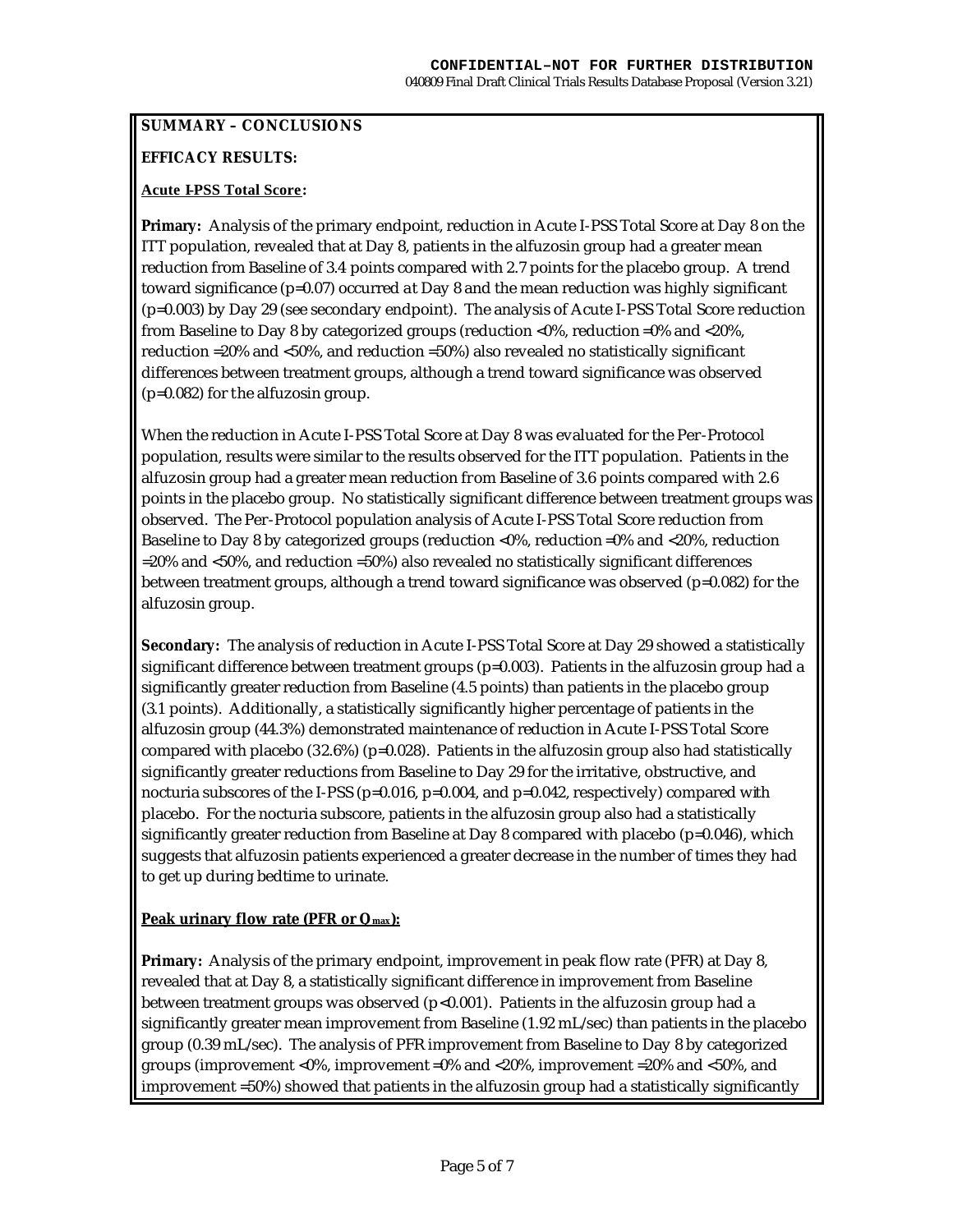**SUMMARY – CONCLUSIONS**

**EFFICACY RESULTS:**

**Acute I-PSS Total Score:**

**Primary:** Analysis of the primary endpoint, reduction in Acute I-PSS Total Score at Day 8 on the ITT population, revealed that at Day 8, patients in the alfuzosin group had a greater mean reduction from Baseline of 3.4 points compared with 2.7 points for the placebo group. A trend toward significance (p=0.07) occurred at Day 8 and the mean reduction was highly significant (p=0.003) by Day 29 (see secondary endpoint). The analysis of Acute I-PSS Total Score reduction from Baseline to Day 8 by categorized groups (reduction <0%, reduction =0% and <20%, reduction =20% and <50%, and reduction =50%) also revealed no statistically significant differences between treatment groups, although a trend toward significance was observed (p=0.082) for the alfuzosin group.

When the reduction in Acute I-PSS Total Score at Day 8 was evaluated for the Per-Protocol population, results were similar to the results observed for the ITT population. Patients in the alfuzosin group had a greater mean reduction from Baseline of 3.6 points compared with 2.6 points in the placebo group. No statistically significant difference between treatment groups was observed. The Per-Protocol population analysis of Acute I-PSS Total Score reduction from Baseline to Day 8 by categorized groups (reduction <0%, reduction =0% and <20%, reduction =20% and <50%, and reduction =50%) also revealed no statistically significant differences between treatment groups, although a trend toward significance was observed (p=0.082) for the alfuzosin group.

**Secondary:** The analysis of reduction in Acute I-PSS Total Score at Day 29 showed a statistically significant difference between treatment groups (p=0.003). Patients in the alfuzosin group had a significantly greater reduction from Baseline (4.5 points) than patients in the placebo group (3.1 points). Additionally, a statistically significantly higher percentage of patients in the alfuzosin group (44.3%) demonstrated maintenance of reduction in Acute I-PSS Total Score compared with placebo (32.6%) (p=0.028). Patients in the alfuzosin group also had statistically significantly greater reductions from Baseline to Day 29 for the irritative, obstructive, and nocturia subscores of the I-PSS (p=0.016, p=0.004, and p=0.042, respectively) compared with placebo. For the nocturia subscore, patients in the alfuzosin group also had a statistically significantly greater reduction from Baseline at Day 8 compared with placebo (p=0.046), which suggests that alfuzosin patients experienced a greater decrease in the number of times they had to get up during bedtime to urinate.

**Peak urinary flow rate (PFR or $Q_{max}$):**

**Primary:** Analysis of the primary endpoint, improvement in peak flow rate (PFR) at Day 8, revealed that at Day 8, a statistically significant difference in improvement from Baseline between treatment groups was observed (p<0.001). Patients in the alfuzosin group had a significantly greater mean improvement from Baseline (1.92 mL/sec) than patients in the placebo group (0.39 mL/sec). The analysis of PFR improvement from Baseline to Day 8 by categorized groups (improvement <0%, improvement =0% and <20%, improvement =20% and <50%, and improvement =50%) showed that patients in the alfuzosin group had a statistically significantly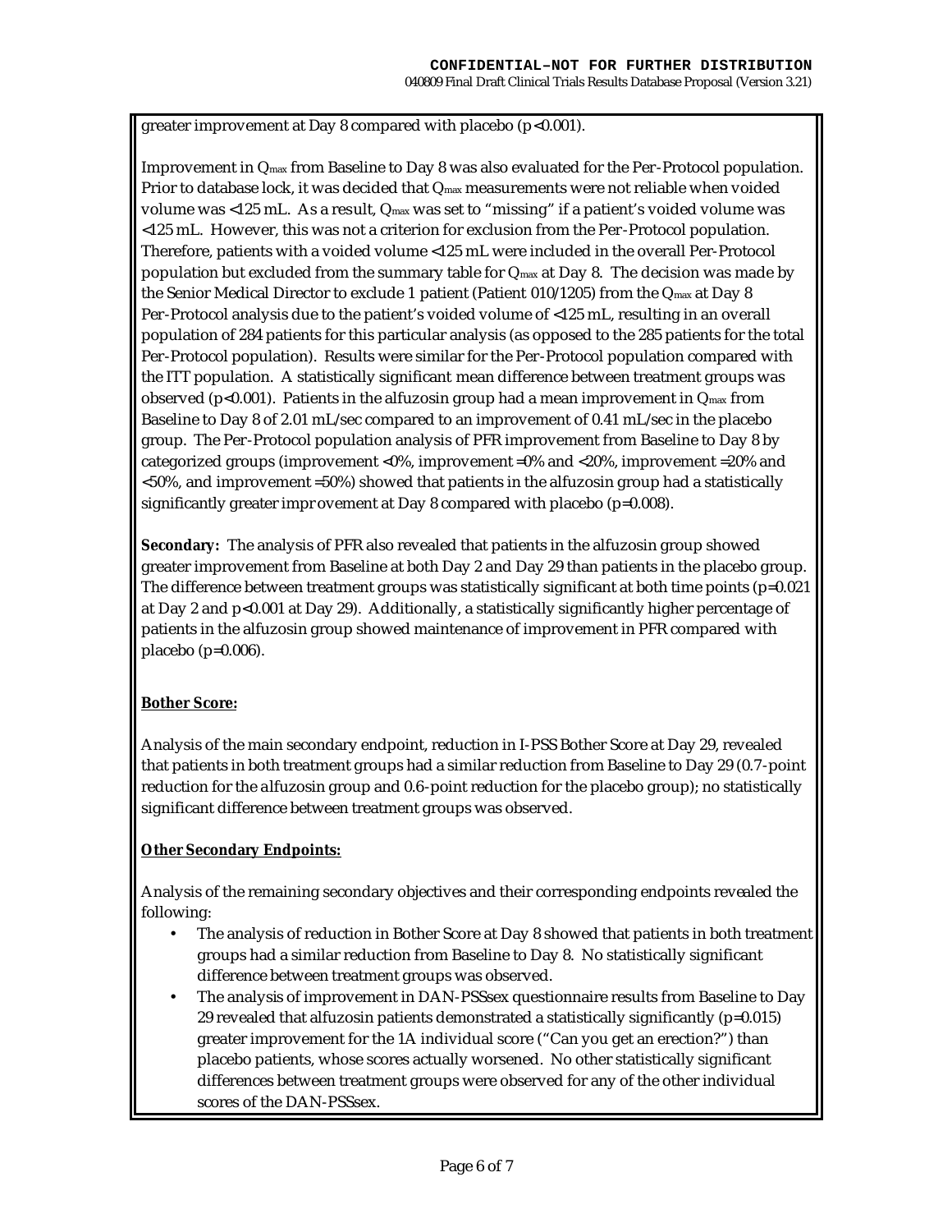greater improvement at Day 8 compared with placebo ($p<0.001$).

Improvement in $Q_{max}$ from Baseline to Day 8 was also evaluated for the Per-Protocol population. Prior to database lock, it was decided that $Q_{max}$ measurements were not reliable when voided volume was <125 mL. As a result, $Q_{max}$ was set to "missing" if a patient's voided volume was <125 mL. However, this was not a criterion for exclusion from the Per-Protocol population. Therefore, patients with a voided volume <125 mL were included in the overall Per-Protocol population but excluded from the summary table for $Q_{max}$ at Day 8. The decision was made by the Senior Medical Director to exclude 1 patient (Patient 010/1205) from the $Q_{max}$ at Day 8 Per-Protocol analysis due to the patient's voided volume of <125 mL, resulting in an overall population of 284 patients for this particular analysis (as opposed to the 285 patients for the total Per-Protocol population). Results were similar for the Per-Protocol population compared with the ITT population. A statistically significant mean difference between treatment groups was observed ($p<0.001$). Patients in the alfuzosin group had a mean improvement in $Q_{max}$ from Baseline to Day 8 of 2.01 mL/sec compared to an improvement of 0.41 mL/sec in the placebo group. The Per-Protocol population analysis of PFR improvement from Baseline to Day 8 by categorized groups (improvement <0%, improvement =0% and <20%, improvement =20% and <50%, and improvement =50%) showed that patients in the alfuzosin group had a statistically significantly greater improvement at Day 8 compared with placebo ($p=0.008$).

**Secondary:** The analysis of PFR also revealed that patients in the alfuzosin group showed greater improvement from Baseline at both Day 2 and Day 29 than patients in the placebo group. The difference between treatment groups was statistically significant at both time points ($p=0.021$ at Day 2 and $p<0.001$ at Day 29). Additionally, a statistically significantly higher percentage of patients in the alfuzosin group showed maintenance of improvement in PFR compared with placebo ($p=0.006$).

**Bother Score:**

Analysis of the main secondary endpoint, reduction in I-PSS Bother Score at Day 29, revealed that patients in both treatment groups had a similar reduction from Baseline to Day 29 (0.7-point reduction for the alfuzosin group and 0.6-point reduction for the placebo group); no statistically significant difference between treatment groups was observed.

**Other Secondary Endpoints:**

Analysis of the remaining secondary objectives and their corresponding endpoints revealed the following:

- The analysis of reduction in Bother Score at Day 8 showed that patients in both treatment groups had a similar reduction from Baseline to Day 8. No statistically significant difference between treatment groups was observed.
- The analysis of improvement in DAN-PSSsex questionnaire results from Baseline to Day 29 revealed that alfuzosin patients demonstrated a statistically significantly ($p=0.015$) greater improvement for the 1A individual score ("Can you get an erection?") than placebo patients, whose scores actually worsened. No other statistically significant differences between treatment groups were observed for any of the other individual scores of the DAN-PSSsex.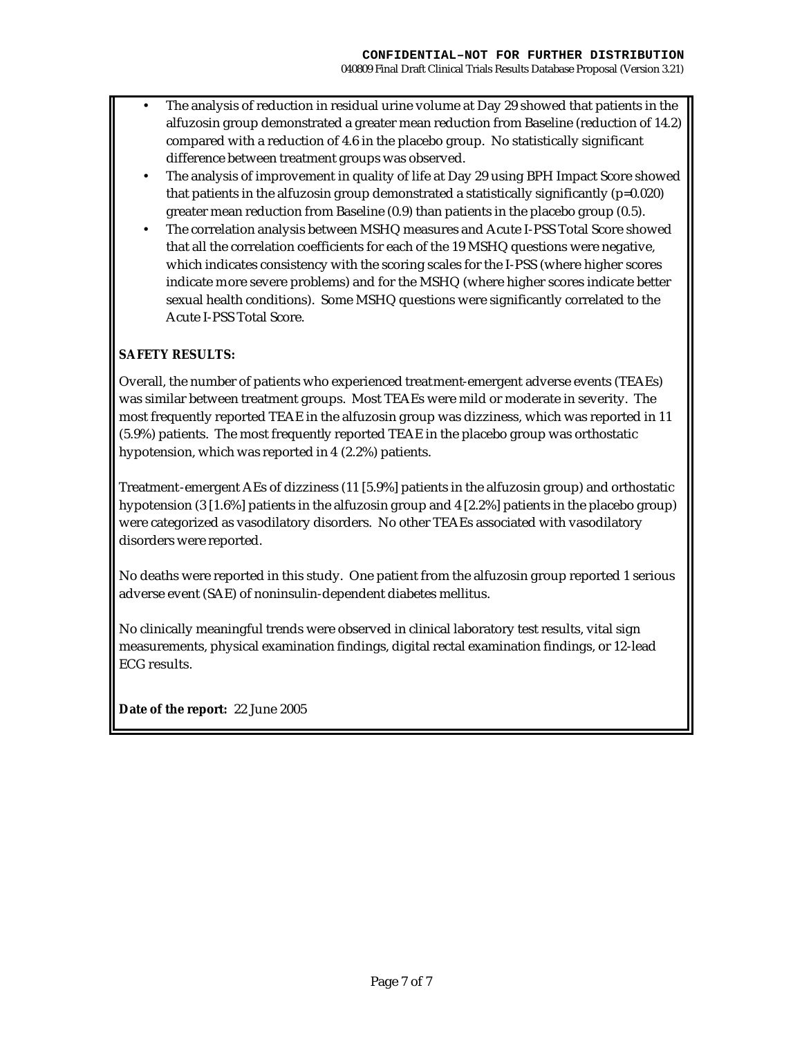- The analysis of reduction in residual urine volume at Day 29 showed that patients in the alfuzosin group demonstrated a greater mean reduction from Baseline (reduction of 14.2) compared with a reduction of 4.6 in the placebo group. No statistically significant difference between treatment groups was observed.
- The analysis of improvement in quality of life at Day 29 using BPH Impact Score showed that patients in the alfuzosin group demonstrated a statistically significantly ($p=0.020$) greater mean reduction from Baseline (0.9) than patients in the placebo group (0.5).
- The correlation analysis between MSHQ measures and Acute I-PSS Total Score showed that all the correlation coefficients for each of the 19 MSHQ questions were negative, which indicates consistency with the scoring scales for the I-PSS (where higher scores indicate more severe problems) and for the MSHQ (where higher scores indicate better sexual health conditions). Some MSHQ questions were significantly correlated to the Acute I-PSS Total Score.

**SAFETY RESULTS:**

Overall, the number of patients who experienced treatment-emergent adverse events (TEAEs) was similar between treatment groups. Most TEAEs were mild or moderate in severity. The most frequently reported TEAE in the alfuzosin group was dizziness, which was reported in 11 (5.9%) patients. The most frequently reported TEAE in the placebo group was orthostatic hypotension, which was reported in 4 (2.2%) patients.

Treatment-emergent AEs of dizziness (11 [5.9%] patients in the alfuzosin group) and orthostatic hypotension (3 [1.6%] patients in the alfuzosin group and 4 [2.2%] patients in the placebo group) were categorized as vasodilatory disorders. No other TEAEs associated with vasodilatory disorders were reported.

No deaths were reported in this study. One patient from the alfuzosin group reported 1 serious adverse event (SAE) of noninsulin-dependent diabetes mellitus.

No clinically meaningful trends were observed in clinical laboratory test results, vital sign measurements, physical examination findings, digital rectal examination findings, or 12-lead ECG results.

**Date of the report:** 22 June 2005